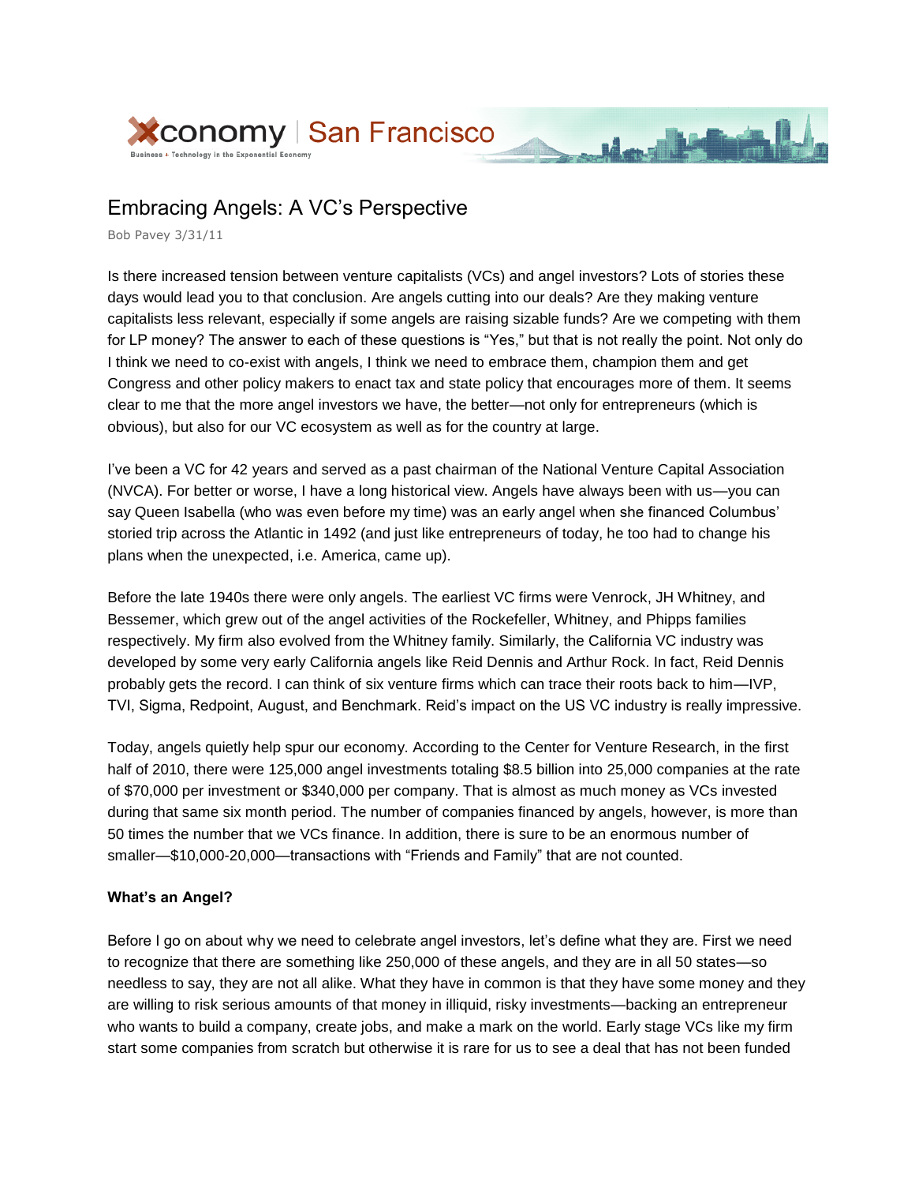Xconomy | San Francisco

# Embracing Angels: A VC's Perspective

Bob Pavey 3/31/11

Is there increased tension between venture capitalists (VCs) and angel investors? Lots of stories these days would lead you to that conclusion. Are angels cutting into our deals? Are they making venture capitalists less relevant, especially if some angels are raising sizable funds? Are we competing with them for LP money? The answer to each of these questions is "Yes," but that is not really the point. Not only do I think we need to co-exist with angels, I think we need to embrace them, champion them and get Congress and other policy makers to enact tax and state policy that encourages more of them. It seems clear to me that the more angel investors we have, the better—not only for entrepreneurs (which is obvious), but also for our VC ecosystem as well as for the country at large.

I've been a VC for 42 years and served as a past chairman of the National Venture Capital Association (NVCA). For better or worse, I have a long historical view. Angels have always been with us—you can say Queen Isabella (who was even before my time) was an early angel when she financed Columbus' storied trip across the Atlantic in 1492 (and just like entrepreneurs of today, he too had to change his plans when the unexpected, i.e. America, came up).

Before the late 1940s there were only angels. The earliest VC firms were Venrock, JH Whitney, and Bessemer, which grew out of the angel activities of the Rockefeller, Whitney, and Phipps families respectively. My firm also evolved from the Whitney family. Similarly, the California VC industry was developed by some very early California angels like Reid Dennis and Arthur Rock. In fact, Reid Dennis probably gets the record. I can think of six venture firms which can trace their roots back to him—IVP, TVI, Sigma, Redpoint, August, and Benchmark. Reid's impact on the US VC industry is really impressive.

Today, angels quietly help spur our economy. According to the Center for Venture Research, in the first half of 2010, there were 125,000 angel investments totaling $8.5 billion into 25,000 companies at the rate of $70,000 per investment or $340,000 per company. That is almost as much money as VCs invested during that same six month period. The number of companies financed by angels, however, is more than 50 times the number that we VCs finance. In addition, there is sure to be an enormous number of smaller—$10,000-20,000—transactions with "Friends and Family" that are not counted.

**What's an Angel?**

Before I go on about why we need to celebrate angel investors, let's define what they are. First we need to recognize that there are something like 250,000 of these angels, and they are in all 50 states—so needless to say, they are not all alike. What they have in common is that they have some money and they are willing to risk serious amounts of that money in illiquid, risky investments—backing an entrepreneur who wants to build a company, create jobs, and make a mark on the world. Early stage VCs like my firm start some companies from scratch but otherwise it is rare for us to see a deal that has not been funded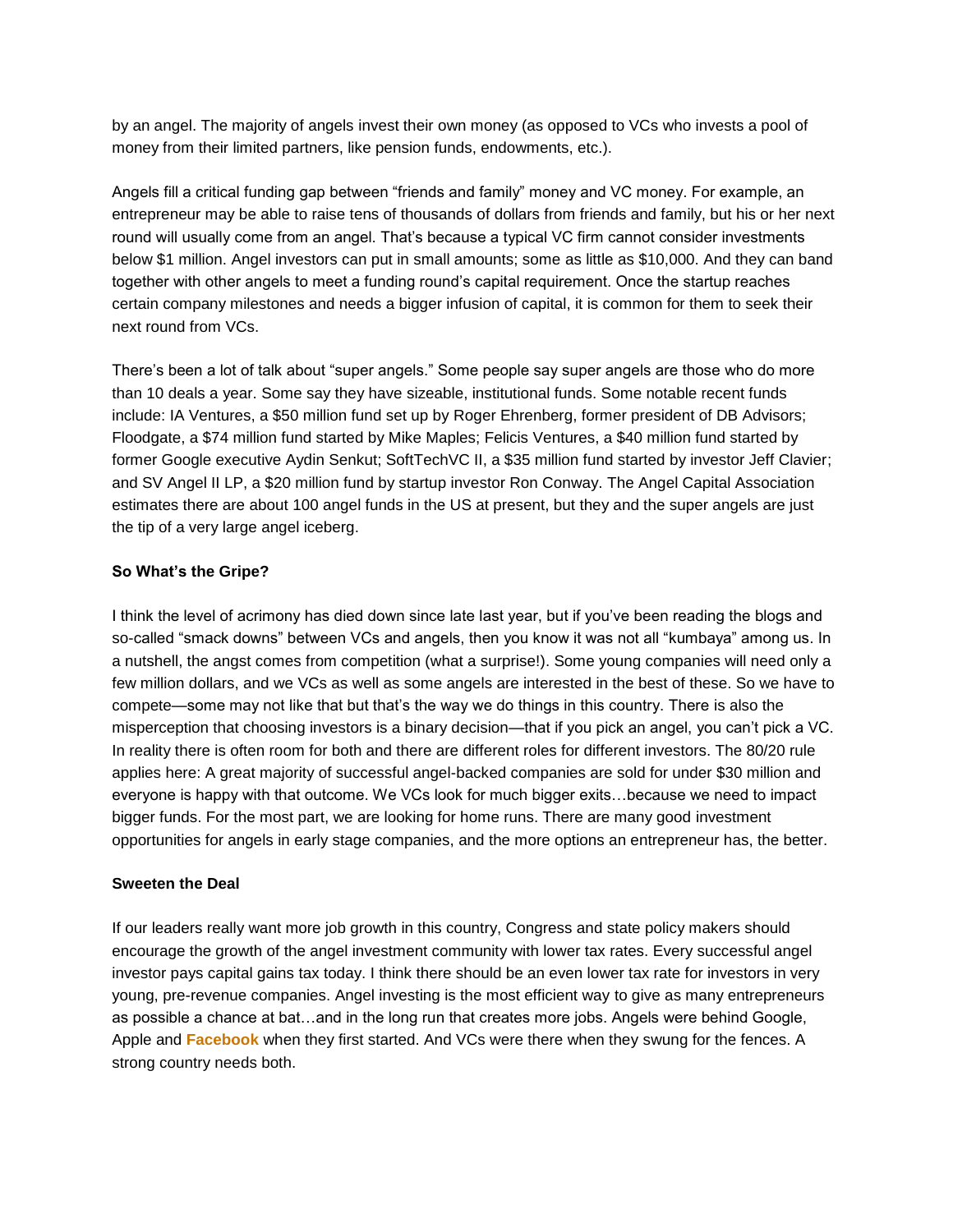by an angel. The majority of angels invest their own money (as opposed to VCs who invests a pool of money from their limited partners, like pension funds, endowments, etc.).

Angels fill a critical funding gap between "friends and family" money and VC money. For example, an entrepreneur may be able to raise tens of thousands of dollars from friends and family, but his or her next round will usually come from an angel. That's because a typical VC firm cannot consider investments below $1 million. Angel investors can put in small amounts; some as little as $10,000. And they can band together with other angels to meet a funding round's capital requirement. Once the startup reaches certain company milestones and needs a bigger infusion of capital, it is common for them to seek their next round from VCs.

There's been a lot of talk about "super angels." Some people say super angels are those who do more than 10 deals a year. Some say they have sizeable, institutional funds. Some notable recent funds include: IA Ventures, a $50 million fund set up by Roger Ehrenberg, former president of DB Advisors; Floodgate, a $74 million fund started by Mike Maples; Felicis Ventures, a $40 million fund started by former Google executive Aydin Senkut; SoftTechVC II, a $35 million fund started by investor Jeff Clavier; and SV Angel II LP, a $20 million fund by startup investor Ron Conway. The Angel Capital Association estimates there are about 100 angel funds in the US at present, but they and the super angels are just the tip of a very large angel iceberg.

**So What's the Gripe?**

I think the level of acrimony has died down since late last year, but if you've been reading the blogs and so-called "smack downs" between VCs and angels, then you know it was not all "kumbaya" among us. In a nutshell, the angst comes from competition (what a surprise!). Some young companies will need only a few million dollars, and we VCs as well as some angels are interested in the best of these. So we have to compete—some may not like that but that's the way we do things in this country. There is also the misperception that choosing investors is a binary decision—that if you pick an angel, you can't pick a VC. In reality there is often room for both and there are different roles for different investors. The 80/20 rule applies here: A great majority of successful angel-backed companies are sold for under $30 million and everyone is happy with that outcome. We VCs look for much bigger exits…because we need to impact bigger funds. For the most part, we are looking for home runs. There are many good investment opportunities for angels in early stage companies, and the more options an entrepreneur has, the better.

**Sweeten the Deal**

If our leaders really want more job growth in this country, Congress and state policy makers should encourage the growth of the angel investment community with lower tax rates. Every successful angel investor pays capital gains tax today. I think there should be an even lower tax rate for investors in very young, pre-revenue companies. Angel investing is the most efficient way to give as many entrepreneurs as possible a chance at bat…and in the long run that creates more jobs. Angels were behind Google, Apple and **Facebook** when they first started. And VCs were there when they swung for the fences. A strong country needs both.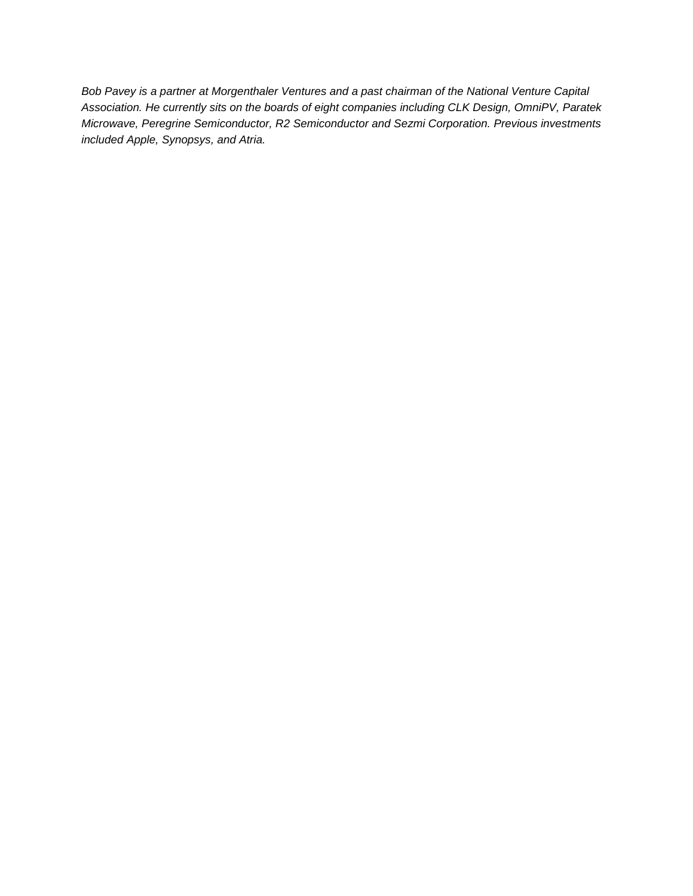*Bob Pavey is a partner at Morgenthaler Ventures and a past chairman of the National Venture Capital Association. He currently sits on the boards of eight companies including CLK Design, OmniPV, Paratek Microwave, Peregrine Semiconductor, R2 Semiconductor and Sezmi Corporation. Previous investments included Apple, Synopsys, and Atria.*